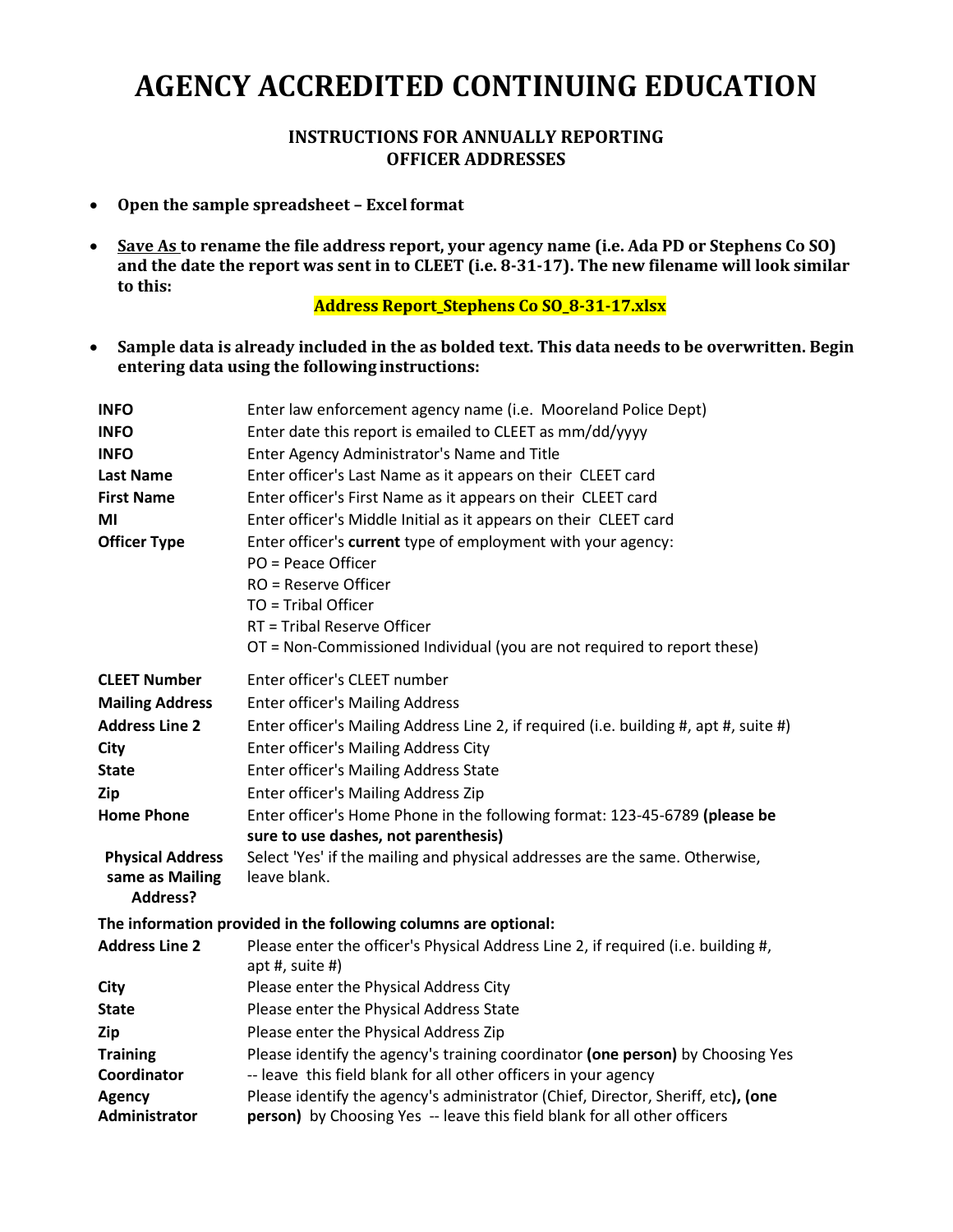# AGENCY ACCREDITED CONTINUING EDUCATION

### INSTRUCTIONS FOR ANNUALLY REPORTING OFFICER ADDRESSES

- **Open the sample spreadsheet – Excel format**
- **<u>Save As</u> to rename the file address report, your agency name (i.e. Ada PD or Stephens Co SO) and the date the report was sent in to CLEET (i.e. 8-31-17). The new filename will look similar to this:**

  **Address Report_Stephens Co SO_8-31-17.xlsx**

- **Sample data is already included in the as bolded text. This data needs to be overwritten. Begin entering data using the following instructions:**

| | |
|---|---|
| **INFO** | Enter law enforcement agency name (i.e. Mooreland Police Dept) |
| **INFO** | Enter date this report is emailed to CLEET as mm/dd/yyyy |
| **INFO** | Enter Agency Administrator's Name and Title |
| **Last Name** | Enter officer's Last Name as it appears on their CLEET card |
| **First Name** | Enter officer's First Name as it appears on their CLEET card |
| **MI** | Enter officer's Middle Initial as it appears on their CLEET card |
| **Officer Type** | Enter officer's **current** type of employment with your agency:<br>PO = Peace Officer<br>RO = Reserve Officer<br>TO = Tribal Officer<br>RT = Tribal Reserve Officer<br>OT = Non-Commissioned Individual (you are not required to report these) |
| **CLEET Number** | Enter officer's CLEET number |
| **Mailing Address** | Enter officer's Mailing Address |
| **Address Line 2** | Enter officer's Mailing Address Line 2, if required (i.e. building #, apt #, suite #) |
| **City** | Enter officer's Mailing Address City |
| **State** | Enter officer's Mailing Address State |
| **Zip** | Enter officer's Mailing Address Zip |
| **Home Phone** | Enter officer's Home Phone in the following format: 123-45-6789 **(please be sure to use dashes, not parenthesis)** |
| **Physical Address same as Mailing Address?** | Select 'Yes' if the mailing and physical addresses are the same. Otherwise, leave blank. |

**The information provided in the following columns are optional:**

| | |
|---|---|
| **Address Line 2** | Please enter the officer's Physical Address Line 2, if required (i.e. building #, apt #, suite #) |
| **City** | Please enter the Physical Address City |
| **State** | Please enter the Physical Address State |
| **Zip** | Please enter the Physical Address Zip |
| **Training Coordinator** | Please identify the agency's training coordinator **(one person)** by Choosing Yes -- leave this field blank for all other officers in your agency |
| **Agency Administrator** | Please identify the agency's administrator (Chief, Director, Sheriff, etc**), (one person)** by Choosing Yes -- leave this field blank for all other officers |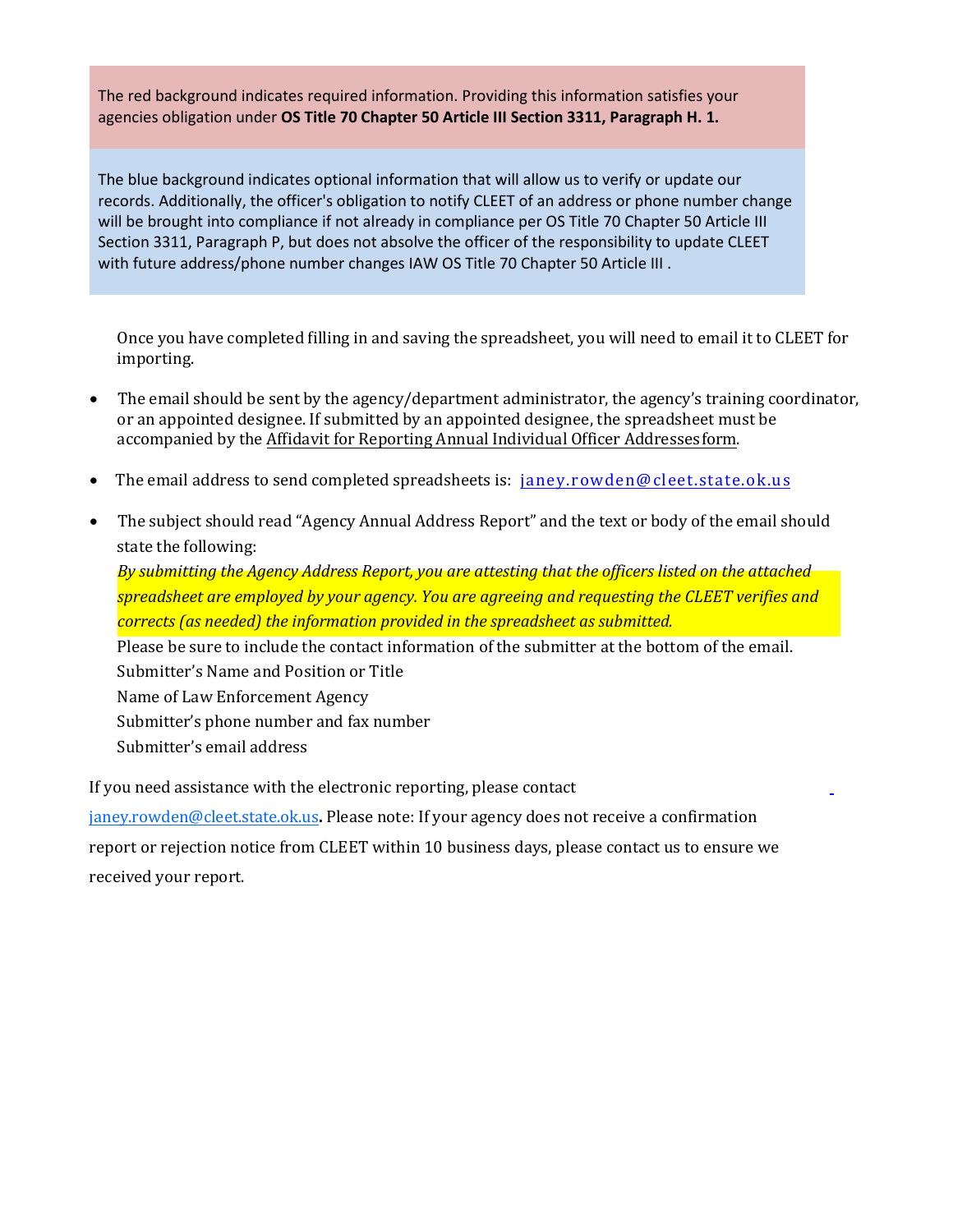The red background indicates required information. Providing this information satisfies your agencies obligation under **OS Title 70 Chapter 50 Article III Section 3311, Paragraph H. 1.**

The blue background indicates optional information that will allow us to verify or update our records. Additionally, the officer's obligation to notify CLEET of an address or phone number change will be brought into compliance if not already in compliance per OS Title 70 Chapter 50 Article III Section 3311, Paragraph P, but does not absolve the officer of the responsibility to update CLEET with future address/phone number changes IAW OS Title 70 Chapter 50 Article III .

Once you have completed filling in and saving the spreadsheet, you will need to email it to CLEET for importing.

- The email should be sent by the agency/department administrator, the agency's training coordinator, or an appointed designee. If submitted by an appointed designee, the spreadsheet must be accompanied by the Affidavit for Reporting Annual Individual Officer Addresses form.
- The email address to send completed spreadsheets is: janey.rowden@cleet.state.ok.us
- The subject should read "Agency Annual Address Report" and the text or body of the email should state the following:

  *By submitting the Agency Address Report, you are attesting that the officers listed on the attached spreadsheet are employed by your agency. You are agreeing and requesting the CLEET verifies and corrects (as needed) the information provided in the spreadsheet as submitted.*

  Please be sure to include the contact information of the submitter at the bottom of the email.

  Submitter's Name and Position or Title

  Name of Law Enforcement Agency

  Submitter's phone number and fax number

  Submitter's email address

If you need assistance with the electronic reporting, please contact janey.rowden@cleet.state.ok.us**.** Please note: If your agency does not receive a confirmation report or rejection notice from CLEET within 10 business days, please contact us to ensure we received your report.